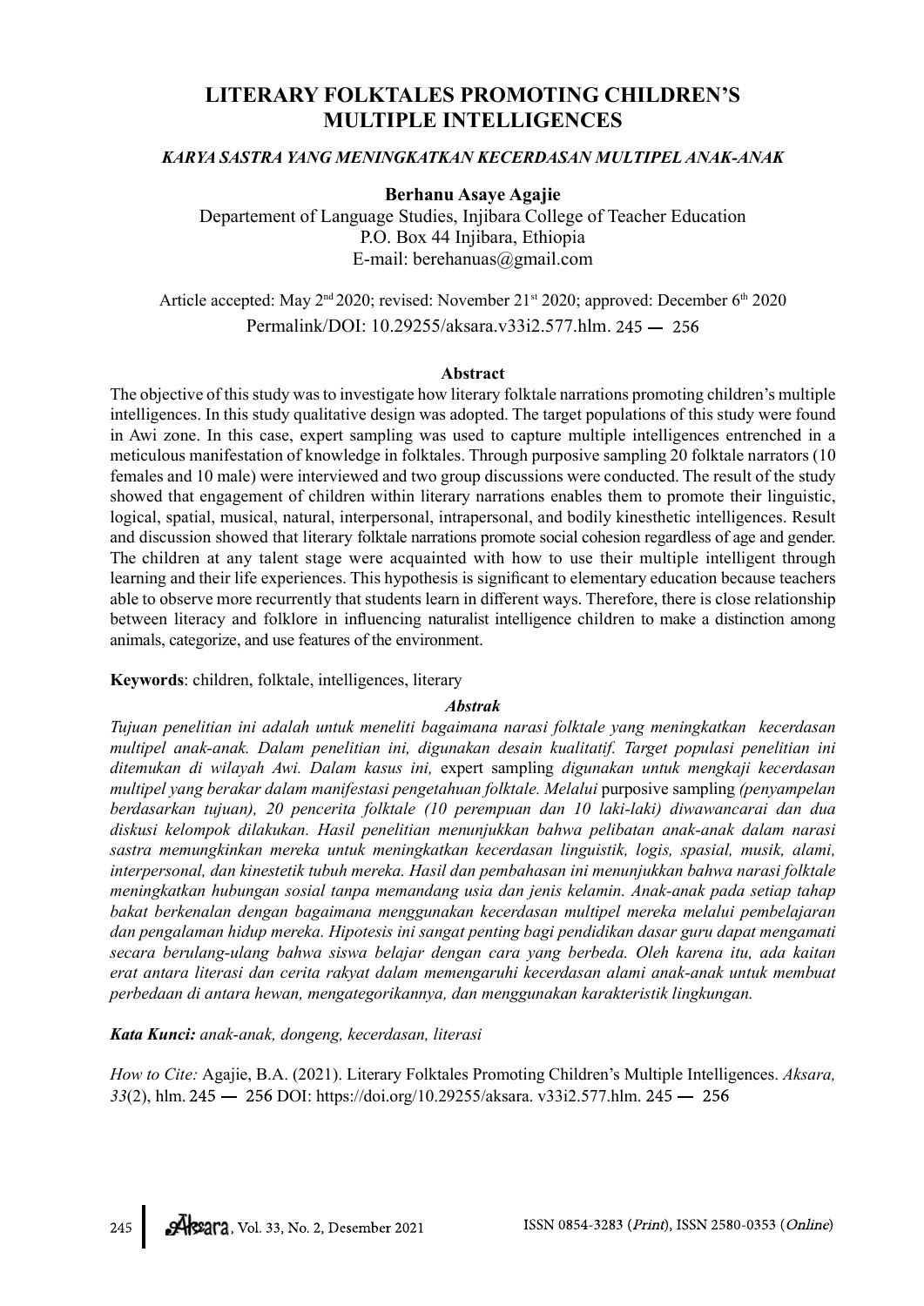# LITERARY FOLKTALES PROMOTING CHILDREN'S MULTIPLE INTELLIGENCES

***KARYA SASTRA YANG MENINGKATKAN KECERDASAN MULTIPEL ANAK-ANAK***

**Berhanu Asaye Agajie**

Departement of Language Studies, Injibara College of Teacher Education
P.O. Box 44 Injibara, Ethiopia
E-mail: berehanuas@gmail.com

Article accepted: May 2nd 2020; revised: November 21st 2020; approved: December 6th 2020

Permalink/DOI: 10.29255/aksara.v33i2.577.hlm. 245 — 256

## Abstract

The objective of this study was to investigate how literary folktale narrations promoting children's multiple intelligences. In this study qualitative design was adopted. The target populations of this study were found in Awi zone. In this case, expert sampling was used to capture multiple intelligences entrenched in a meticulous manifestation of knowledge in folktales. Through purposive sampling 20 folktale narrators (10 females and 10 male) were interviewed and two group discussions were conducted. The result of the study showed that engagement of children within literary narrations enables them to promote their linguistic, logical, spatial, musical, natural, interpersonal, intrapersonal, and bodily kinesthetic intelligences. Result and discussion showed that literary folktale narrations promote social cohesion regardless of age and gender. The children at any talent stage were acquainted with how to use their multiple intelligent through learning and their life experiences. This hypothesis is significant to elementary education because teachers able to observe more recurrently that students learn in different ways. Therefore, there is close relationship between literacy and folklore in influencing naturalist intelligence children to make a distinction among animals, categorize, and use features of the environment.

**Keywords**: children, folktale, intelligences, literary

## *Abstrak*

*Tujuan penelitian ini adalah untuk meneliti bagaimana narasi folktale yang meningkatkan kecerdasan multipel anak-anak. Dalam penelitian ini, digunakan desain kualitatif. Target populasi penelitian ini ditemukan di wilayah Awi. Dalam kasus ini,* expert sampling *digunakan untuk mengkaji kecerdasan multipel yang berakar dalam manifestasi pengetahuan folktale. Melalui* purposive sampling *(penyampelan berdasarkan tujuan), 20 pencerita folktale (10 perempuan dan 10 laki-laki) diwawancarai dan dua diskusi kelompok dilakukan. Hasil penelitian menunjukkan bahwa pelibatan anak-anak dalam narasi sastra memungkinkan mereka untuk meningkatkan kecerdasan linguistik, logis, spasial, musik, alami, interpersonal, dan kinestetik tubuh mereka. Hasil dan pembahasan ini menunjukkan bahwa narasi folktale meningkatkan hubungan sosial tanpa memandang usia dan jenis kelamin. Anak-anak pada setiap tahap bakat berkenalan dengan bagaimana menggunakan kecerdasan multipel mereka melalui pembelajaran dan pengalaman hidup mereka. Hipotesis ini sangat penting bagi pendidikan dasar guru dapat mengamati secara berulang-ulang bahwa siswa belajar dengan cara yang berbeda. Oleh karena itu, ada kaitan erat antara literasi dan cerita rakyat dalam memengaruhi kecerdasan alami anak-anak untuk membuat perbedaan di antara hewan, mengategorikannya, dan menggunakan karakteristik lingkungan.*

***Kata Kunci:*** *anak-anak, dongeng, kecerdasan, literasi*

*How to Cite:* Agajie, B.A. (2021). Literary Folktales Promoting Children's Multiple Intelligences. *Aksara, 33*(2), hlm. 245 — 256 DOI: https://doi.org/10.29255/aksara. v33i2.577.hlm. 245 — 256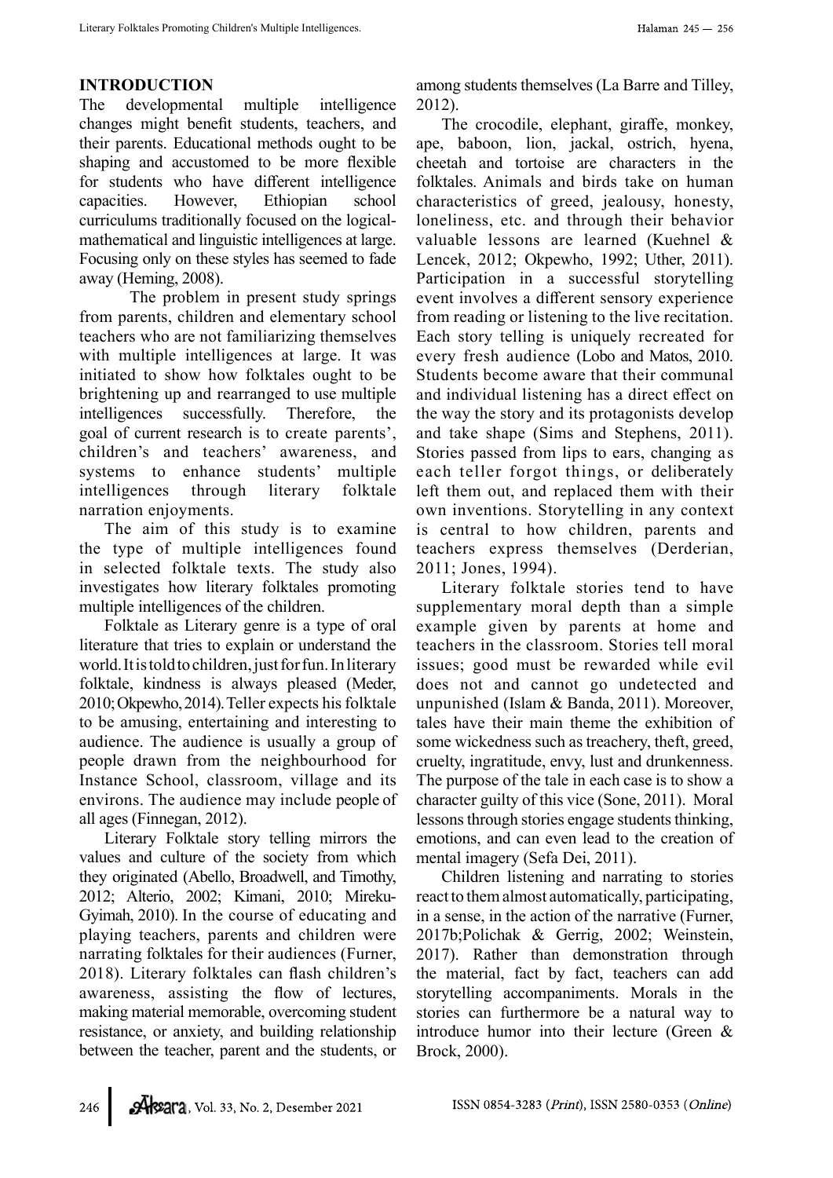## INTRODUCTION

The developmental multiple intelligence changes might benefit students, teachers, and their parents. Educational methods ought to be shaping and accustomed to be more flexible for students who have different intelligence capacities. However, Ethiopian school curriculums traditionally focused on the logical-mathematical and linguistic intelligences at large. Focusing only on these styles has seemed to fade away (Heming, 2008).

The problem in present study springs from parents, children and elementary school teachers who are not familiarizing themselves with multiple intelligences at large. It was initiated to show how folktales ought to be brightening up and rearranged to use multiple intelligences successfully. Therefore, the goal of current research is to create parents', children's and teachers' awareness, and systems to enhance students' multiple intelligences through literary folktale narration enjoyments.

The aim of this study is to examine the type of multiple intelligences found in selected folktale texts. The study also investigates how literary folktales promoting multiple intelligences of the children.

Folktale as Literary genre is a type of oral literature that tries to explain or understand the world. It is told to children, just for fun. In literary folktale, kindness is always pleased (Meder, 2010; Okpewho, 2014). Teller expects his folktale to be amusing, entertaining and interesting to audience. The audience is usually a group of people drawn from the neighbourhood for Instance School, classroom, village and its environs. The audience may include people of all ages (Finnegan, 2012).

Literary Folktale story telling mirrors the values and culture of the society from which they originated (Abello, Broadwell, and Timothy, 2012; Alterio, 2002; Kimani, 2010; Mireku-Gyimah, 2010). In the course of educating and playing teachers, parents and children were narrating folktales for their audiences (Furner, 2018). Literary folktales can flash children's awareness, assisting the flow of lectures, making material memorable, overcoming student resistance, or anxiety, and building relationship between the teacher, parent and the students, or among students themselves (La Barre and Tilley, 2012).

The crocodile, elephant, giraffe, monkey, ape, baboon, lion, jackal, ostrich, hyena, cheetah and tortoise are characters in the folktales. Animals and birds take on human characteristics of greed, jealousy, honesty, loneliness, etc. and through their behavior valuable lessons are learned (Kuehnel & Lencek, 2012; Okpewho, 1992; Uther, 2011). Participation in a successful storytelling event involves a different sensory experience from reading or listening to the live recitation. Each story telling is uniquely recreated for every fresh audience (Lobo and Matos, 2010. Students become aware that their communal and individual listening has a direct effect on the way the story and its protagonists develop and take shape (Sims and Stephens, 2011). Stories passed from lips to ears, changing as each teller forgot things, or deliberately left them out, and replaced them with their own inventions. Storytelling in any context is central to how children, parents and teachers express themselves (Derderian, 2011; Jones, 1994).

Literary folktale stories tend to have supplementary moral depth than a simple example given by parents at home and teachers in the classroom. Stories tell moral issues; good must be rewarded while evil does not and cannot go undetected and unpunished (Islam & Banda, 2011). Moreover, tales have their main theme the exhibition of some wickedness such as treachery, theft, greed, cruelty, ingratitude, envy, lust and drunkenness. The purpose of the tale in each case is to show a character guilty of this vice (Sone, 2011). Moral lessons through stories engage students thinking, emotions, and can even lead to the creation of mental imagery (Sefa Dei, 2011).

Children listening and narrating to stories react to them almost automatically, participating, in a sense, in the action of the narrative (Furner, 2017b;Polichak & Gerrig, 2002; Weinstein, 2017). Rather than demonstration through the material, fact by fact, teachers can add storytelling accompaniments. Morals in the stories can furthermore be a natural way to introduce humor into their lecture (Green & Brock, 2000).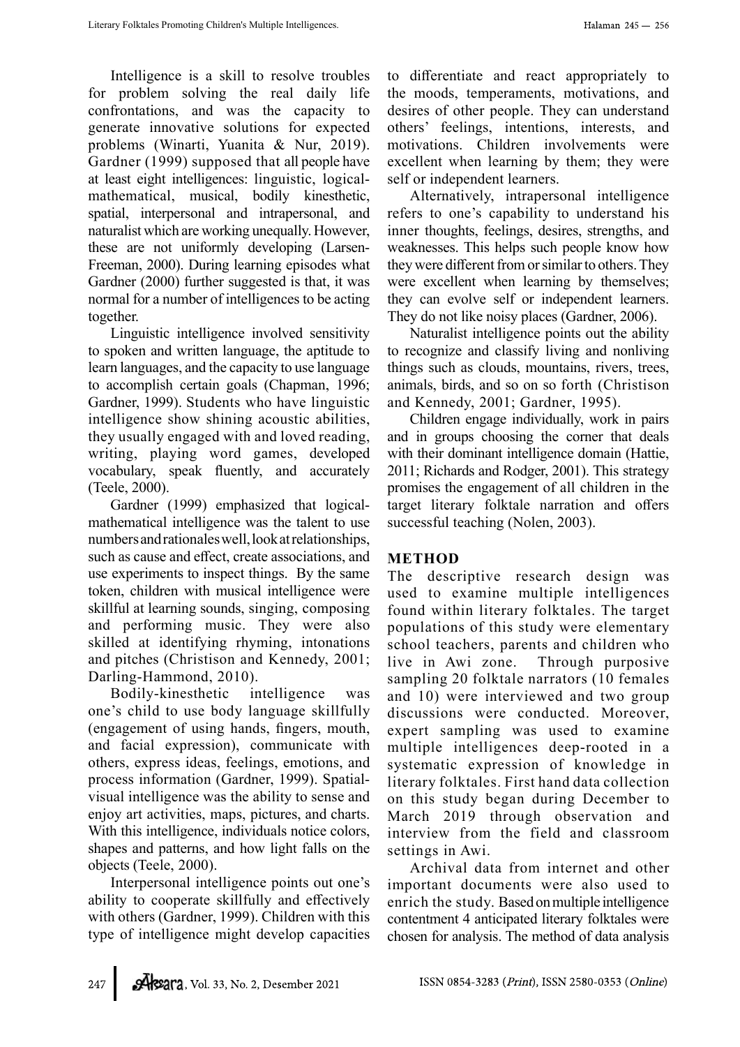Intelligence is a skill to resolve troubles for problem solving the real daily life confrontations, and was the capacity to generate innovative solutions for expected problems (Winarti, Yuanita & Nur, 2019). Gardner (1999) supposed that all people have at least eight intelligences: linguistic, logical-mathematical, musical, bodily kinesthetic, spatial, interpersonal and intrapersonal, and naturalist which are working unequally. However, these are not uniformly developing (Larsen-Freeman, 2000). During learning episodes what Gardner (2000) further suggested is that, it was normal for a number of intelligences to be acting together.

Linguistic intelligence involved sensitivity to spoken and written language, the aptitude to learn languages, and the capacity to use language to accomplish certain goals (Chapman, 1996; Gardner, 1999). Students who have linguistic intelligence show shining acoustic abilities, they usually engaged with and loved reading, writing, playing word games, developed vocabulary, speak fluently, and accurately (Teele, 2000).

Gardner (1999) emphasized that logical-mathematical intelligence was the talent to use numbers and rationales well, look at relationships, such as cause and effect, create associations, and use experiments to inspect things. By the same token, children with musical intelligence were skillful at learning sounds, singing, composing and performing music. They were also skilled at identifying rhyming, intonations and pitches (Christison and Kennedy, 2001; Darling-Hammond, 2010).

Bodily-kinesthetic intelligence was one's child to use body language skillfully (engagement of using hands, fingers, mouth, and facial expression), communicate with others, express ideas, feelings, emotions, and process information (Gardner, 1999). Spatial-visual intelligence was the ability to sense and enjoy art activities, maps, pictures, and charts. With this intelligence, individuals notice colors, shapes and patterns, and how light falls on the objects (Teele, 2000).

Interpersonal intelligence points out one's ability to cooperate skillfully and effectively with others (Gardner, 1999). Children with this type of intelligence might develop capacities to differentiate and react appropriately to the moods, temperaments, motivations, and desires of other people. They can understand others' feelings, intentions, interests, and motivations. Children involvements were excellent when learning by them; they were self or independent learners.

Alternatively, intrapersonal intelligence refers to one's capability to understand his inner thoughts, feelings, desires, strengths, and weaknesses. This helps such people know how they were different from or similar to others. They were excellent when learning by themselves; they can evolve self or independent learners. They do not like noisy places (Gardner, 2006).

Naturalist intelligence points out the ability to recognize and classify living and nonliving things such as clouds, mountains, rivers, trees, animals, birds, and so on so forth (Christison and Kennedy, 2001; Gardner, 1995).

Children engage individually, work in pairs and in groups choosing the corner that deals with their dominant intelligence domain (Hattie, 2011; Richards and Rodger, 2001). This strategy promises the engagement of all children in the target literary folktale narration and offers successful teaching (Nolen, 2003).

## METHOD

The descriptive research design was used to examine multiple intelligences found within literary folktales. The target populations of this study were elementary school teachers, parents and children who live in Awi zone. Through purposive sampling 20 folktale narrators (10 females and 10) were interviewed and two group discussions were conducted. Moreover, expert sampling was used to examine multiple intelligences deep-rooted in a systematic expression of knowledge in literary folktales. First hand data collection on this study began during December to March 2019 through observation and interview from the field and classroom settings in Awi.

Archival data from internet and other important documents were also used to enrich the study. Based on multiple intelligence contentment 4 anticipated literary folktales were chosen for analysis. The method of data analysis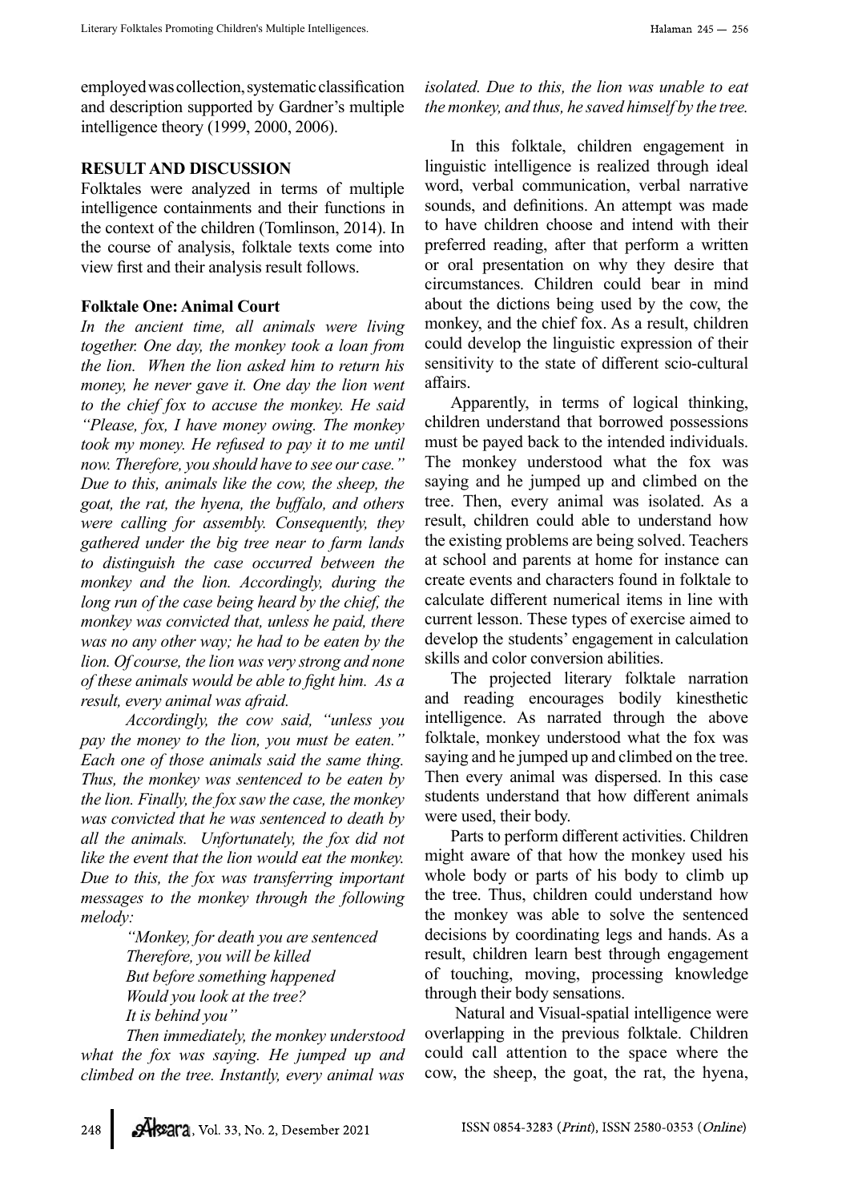employed was collection, systematic classification and description supported by Gardner's multiple intelligence theory (1999, 2000, 2006).

## RESULT AND DISCUSSION

Folktales were analyzed in terms of multiple intelligence containments and their functions in the context of the children (Tomlinson, 2014). In the course of analysis, folktale texts come into view first and their analysis result follows.

### Folktale One: Animal Court

*In the ancient time, all animals were living together. One day, the monkey took a loan from the lion. When the lion asked him to return his money, he never gave it. One day the lion went to the chief fox to accuse the monkey. He said "Please, fox, I have money owing. The monkey took my money. He refused to pay it to me until now. Therefore, you should have to see our case." Due to this, animals like the cow, the sheep, the goat, the rat, the hyena, the buffalo, and others were calling for assembly. Consequently, they gathered under the big tree near to farm lands to distinguish the case occurred between the monkey and the lion. Accordingly, during the long run of the case being heard by the chief, the monkey was convicted that, unless he paid, there was no any other way; he had to be eaten by the lion. Of course, the lion was very strong and none of these animals would be able to fight him. As a result, every animal was afraid.*

*Accordingly, the cow said, "unless you pay the money to the lion, you must be eaten." Each one of those animals said the same thing. Thus, the monkey was sentenced to be eaten by the lion. Finally, the fox saw the case, the monkey was convicted that he was sentenced to death by all the animals. Unfortunately, the fox did not like the event that the lion would eat the monkey. Due to this, the fox was transferring important messages to the monkey through the following melody:*

*"Monkey, for death you are sentenced*
*Therefore, you will be killed*
*But before something happened*
*Would you look at the tree?*
*It is behind you"*

*Then immediately, the monkey understood what the fox was saying. He jumped up and climbed on the tree. Instantly, every animal was isolated. Due to this, the lion was unable to eat the monkey, and thus, he saved himself by the tree.*

In this folktale, children engagement in linguistic intelligence is realized through ideal word, verbal communication, verbal narrative sounds, and definitions. An attempt was made to have children choose and intend with their preferred reading, after that perform a written or oral presentation on why they desire that circumstances. Children could bear in mind about the dictions being used by the cow, the monkey, and the chief fox. As a result, children could develop the linguistic expression of their sensitivity to the state of different scio-cultural affairs.

Apparently, in terms of logical thinking, children understand that borrowed possessions must be payed back to the intended individuals. The monkey understood what the fox was saying and he jumped up and climbed on the tree. Then, every animal was isolated. As a result, children could able to understand how the existing problems are being solved. Teachers at school and parents at home for instance can create events and characters found in folktale to calculate different numerical items in line with current lesson. These types of exercise aimed to develop the students' engagement in calculation skills and color conversion abilities.

The projected literary folktale narration and reading encourages bodily kinesthetic intelligence. As narrated through the above folktale, monkey understood what the fox was saying and he jumped up and climbed on the tree. Then every animal was dispersed. In this case students understand that how different animals were used, their body.

Parts to perform different activities. Children might aware of that how the monkey used his whole body or parts of his body to climb up the tree. Thus, children could understand how the monkey was able to solve the sentenced decisions by coordinating legs and hands. As a result, children learn best through engagement of touching, moving, processing knowledge through their body sensations.

Natural and Visual-spatial intelligence were overlapping in the previous folktale. Children could call attention to the space where the cow, the sheep, the goat, the rat, the hyena,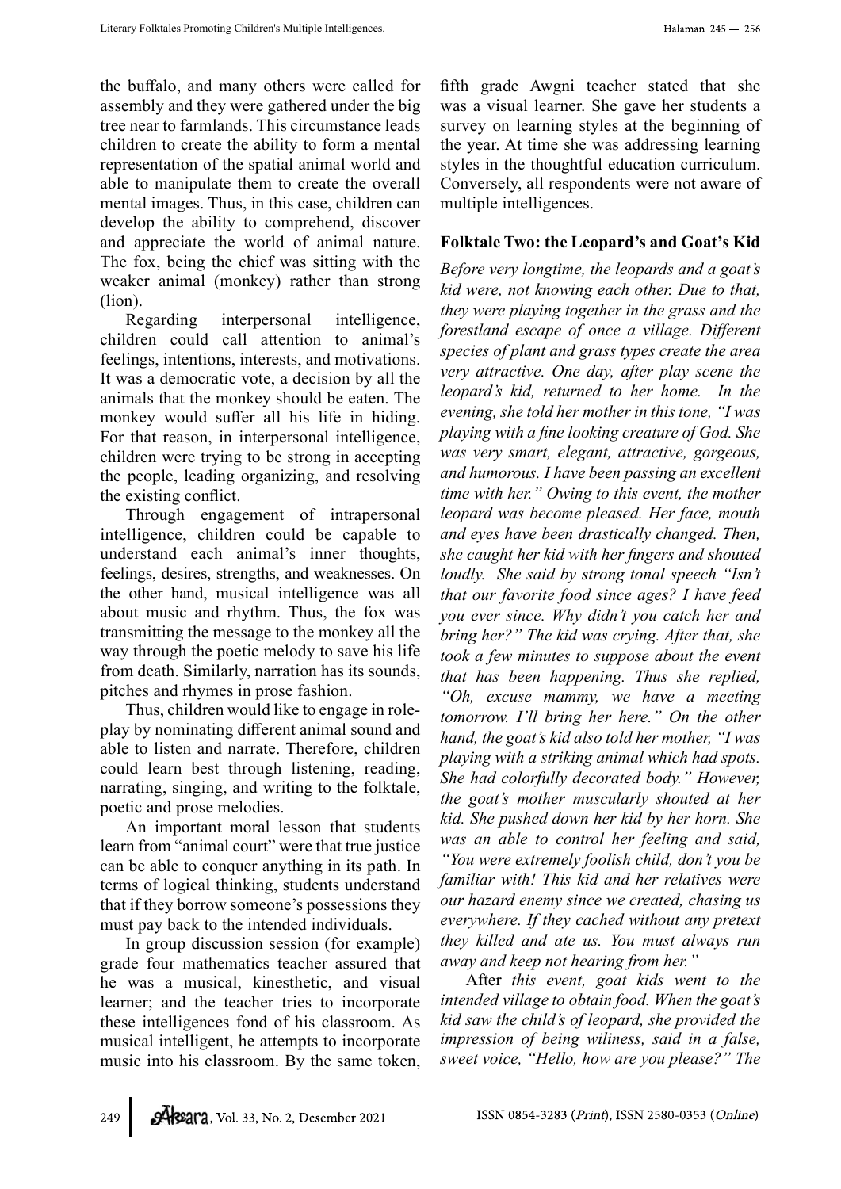the buffalo, and many others were called for assembly and they were gathered under the big tree near to farmlands. This circumstance leads children to create the ability to form a mental representation of the spatial animal world and able to manipulate them to create the overall mental images. Thus, in this case, children can develop the ability to comprehend, discover and appreciate the world of animal nature. The fox, being the chief was sitting with the weaker animal (monkey) rather than strong (lion).

Regarding interpersonal intelligence, children could call attention to animal's feelings, intentions, interests, and motivations. It was a democratic vote, a decision by all the animals that the monkey should be eaten. The monkey would suffer all his life in hiding. For that reason, in interpersonal intelligence, children were trying to be strong in accepting the people, leading organizing, and resolving the existing conflict.

Through engagement of intrapersonal intelligence, children could be capable to understand each animal's inner thoughts, feelings, desires, strengths, and weaknesses. On the other hand, musical intelligence was all about music and rhythm. Thus, the fox was transmitting the message to the monkey all the way through the poetic melody to save his life from death. Similarly, narration has its sounds, pitches and rhymes in prose fashion.

Thus, children would like to engage in role-play by nominating different animal sound and able to listen and narrate. Therefore, children could learn best through listening, reading, narrating, singing, and writing to the folktale, poetic and prose melodies.

An important moral lesson that students learn from "animal court" were that true justice can be able to conquer anything in its path. In terms of logical thinking, students understand that if they borrow someone's possessions they must pay back to the intended individuals.

In group discussion session (for example) grade four mathematics teacher assured that he was a musical, kinesthetic, and visual learner; and the teacher tries to incorporate these intelligences fond of his classroom. As musical intelligent, he attempts to incorporate music into his classroom. By the same token, fifth grade Awgni teacher stated that she was a visual learner. She gave her students a survey on learning styles at the beginning of the year. At time she was addressing learning styles in the thoughtful education curriculum. Conversely, all respondents were not aware of multiple intelligences.

### Folktale Two: the Leopard's and Goat's Kid

*Before very longtime, the leopards and a goat's kid were, not knowing each other. Due to that, they were playing together in the grass and the forestland escape of once a village. Different species of plant and grass types create the area very attractive. One day, after play scene the leopard's kid, returned to her home. In the evening, she told her mother in this tone, "I was playing with a fine looking creature of God. She was very smart, elegant, attractive, gorgeous, and humorous. I have been passing an excellent time with her." Owing to this event, the mother leopard was become pleased. Her face, mouth and eyes have been drastically changed. Then, she caught her kid with her fingers and shouted loudly. She said by strong tonal speech "Isn't that our favorite food since ages? I have feed you ever since. Why didn't you catch her and bring her?" The kid was crying. After that, she took a few minutes to suppose about the event that has been happening. Thus she replied, "Oh, excuse mammy, we have a meeting tomorrow. I'll bring her here." On the other hand, the goat's kid also told her mother, "I was playing with a striking animal which had spots. She had colorfully decorated body." However, the goat's mother muscularly shouted at her kid. She pushed down her kid by her horn. She was an able to control her feeling and said, "You were extremely foolish child, don't you be familiar with! This kid and her relatives were our hazard enemy since we created, chasing us everywhere. If they cached without any pretext they killed and ate us. You must always run away and keep not hearing from her."*

After *this event, goat kids went to the intended village to obtain food. When the goat's kid saw the child's of leopard, she provided the impression of being wiliness, said in a false, sweet voice, "Hello, how are you please?" The*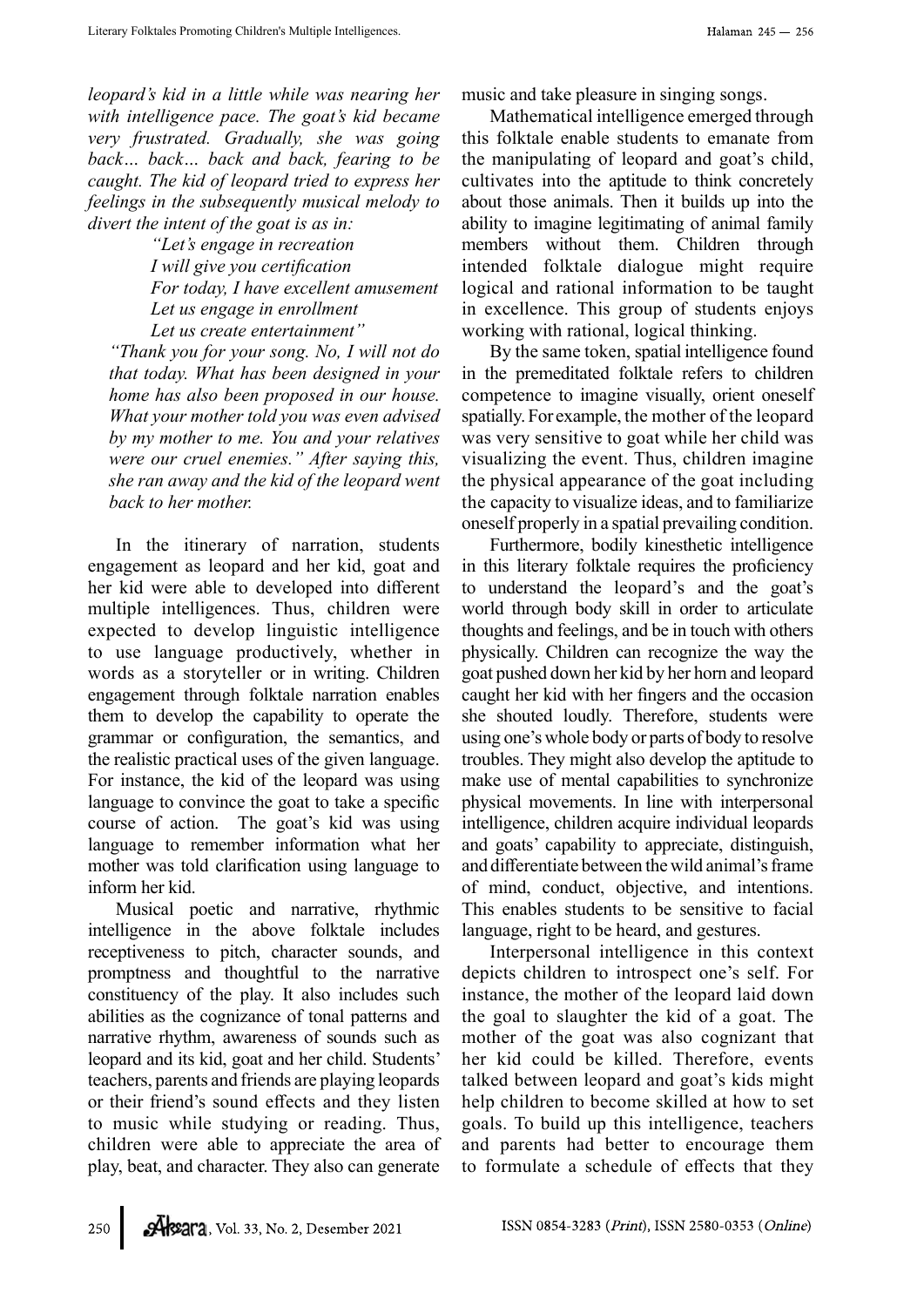*leopard's kid in a little while was nearing her with intelligence pace. The goat's kid became very frustrated. Gradually, she was going back… back… back and back, fearing to be caught. The kid of leopard tried to express her feelings in the subsequently musical melody to divert the intent of the goat is as in:*

> *"Let's engage in recreation*
> *I will give you certification*
> *For today, I have excellent amusement*
> *Let us engage in enrollment*
> *Let us create entertainment"*

*"Thank you for your song. No, I will not do that today. What has been designed in your home has also been proposed in our house. What your mother told you was even advised by my mother to me. You and your relatives were our cruel enemies." After saying this, she ran away and the kid of the leopard went back to her mother.*

In the itinerary of narration, students engagement as leopard and her kid, goat and her kid were able to developed into different multiple intelligences. Thus, children were expected to develop linguistic intelligence to use language productively, whether in words as a storyteller or in writing. Children engagement through folktale narration enables them to develop the capability to operate the grammar or configuration, the semantics, and the realistic practical uses of the given language. For instance, the kid of the leopard was using language to convince the goat to take a specific course of action. The goat's kid was using language to remember information what her mother was told clarification using language to inform her kid.

Musical poetic and narrative, rhythmic intelligence in the above folktale includes receptiveness to pitch, character sounds, and promptness and thoughtful to the narrative constituency of the play. It also includes such abilities as the cognizance of tonal patterns and narrative rhythm, awareness of sounds such as leopard and its kid, goat and her child. Students' teachers, parents and friends are playing leopards or their friend's sound effects and they listen to music while studying or reading. Thus, children were able to appreciate the area of play, beat, and character. They also can generate music and take pleasure in singing songs.

Mathematical intelligence emerged through this folktale enable students to emanate from the manipulating of leopard and goat's child, cultivates into the aptitude to think concretely about those animals. Then it builds up into the ability to imagine legitimating of animal family members without them. Children through intended folktale dialogue might require logical and rational information to be taught in excellence. This group of students enjoys working with rational, logical thinking.

By the same token, spatial intelligence found in the premeditated folktale refers to children competence to imagine visually, orient oneself spatially. For example, the mother of the leopard was very sensitive to goat while her child was visualizing the event. Thus, children imagine the physical appearance of the goat including the capacity to visualize ideas, and to familiarize oneself properly in a spatial prevailing condition.

Furthermore, bodily kinesthetic intelligence in this literary folktale requires the proficiency to understand the leopard's and the goat's world through body skill in order to articulate thoughts and feelings, and be in touch with others physically. Children can recognize the way the goat pushed down her kid by her horn and leopard caught her kid with her fingers and the occasion she shouted loudly. Therefore, students were using one's whole body or parts of body to resolve troubles. They might also develop the aptitude to make use of mental capabilities to synchronize physical movements. In line with interpersonal intelligence, children acquire individual leopards and goats' capability to appreciate, distinguish, and differentiate between the wild animal's frame of mind, conduct, objective, and intentions. This enables students to be sensitive to facial language, right to be heard, and gestures.

Interpersonal intelligence in this context depicts children to introspect one's self. For instance, the mother of the leopard laid down the goal to slaughter the kid of a goat. The mother of the goat was also cognizant that her kid could be killed. Therefore, events talked between leopard and goat's kids might help children to become skilled at how to set goals. To build up this intelligence, teachers and parents had better to encourage them to formulate a schedule of effects that they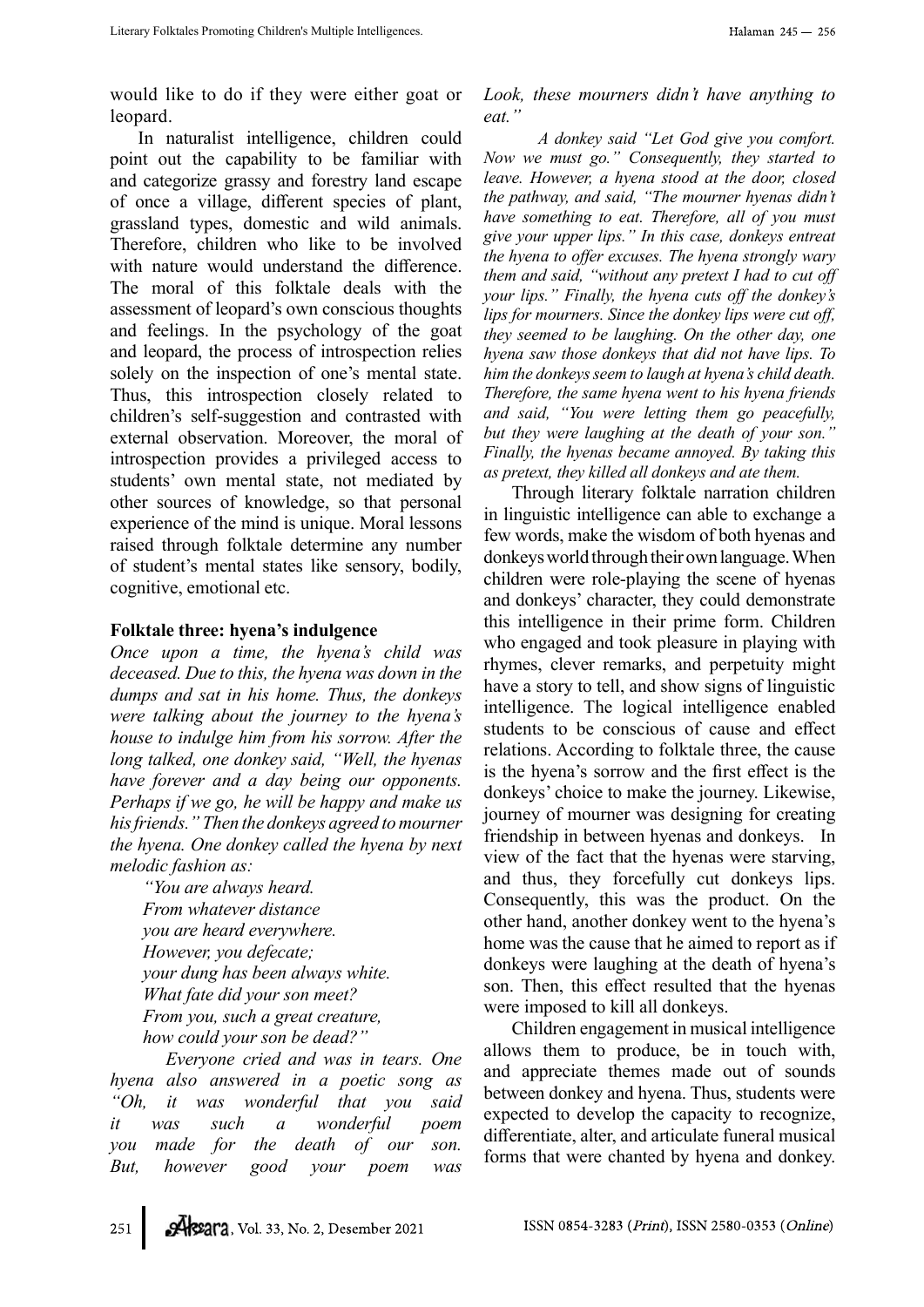would like to do if they were either goat or leopard.

In naturalist intelligence, children could point out the capability to be familiar with and categorize grassy and forestry land escape of once a village, different species of plant, grassland types, domestic and wild animals. Therefore, children who like to be involved with nature would understand the difference. The moral of this folktale deals with the assessment of leopard's own conscious thoughts and feelings. In the psychology of the goat and leopard, the process of introspection relies solely on the inspection of one's mental state. Thus, this introspection closely related to children's self-suggestion and contrasted with external observation. Moreover, the moral of introspection provides a privileged access to students' own mental state, not mediated by other sources of knowledge, so that personal experience of the mind is unique. Moral lessons raised through folktale determine any number of student's mental states like sensory, bodily, cognitive, emotional etc.

### Folktale three: hyena's indulgence

*Once upon a time, the hyena's child was deceased. Due to this, the hyena was down in the dumps and sat in his home. Thus, the donkeys were talking about the journey to the hyena's house to indulge him from his sorrow. After the long talked, one donkey said, "Well, the hyenas have forever and a day being our opponents. Perhaps if we go, he will be happy and make us his friends." Then the donkeys agreed to mourner the hyena. One donkey called the hyena by next melodic fashion as:*

*"You are always heard.*
*From whatever distance*
*you are heard everywhere.*
*However, you defecate;*
*your dung has been always white.*
*What fate did your son meet?*
*From you, such a great creature,*
*how could your son be dead?"*

*Everyone cried and was in tears. One hyena also answered in a poetic song as "Oh, it was wonderful that you said it was such a wonderful poem you made for the death of our son. But, however good your poem was Look, these mourners didn't have anything to eat."*

*A donkey said "Let God give you comfort. Now we must go." Consequently, they started to leave. However, a hyena stood at the door, closed the pathway, and said, "The mourner hyenas didn't have something to eat. Therefore, all of you must give your upper lips." In this case, donkeys entreat the hyena to offer excuses. The hyena strongly wary them and said, "without any pretext I had to cut off your lips." Finally, the hyena cuts off the donkey's lips for mourners. Since the donkey lips were cut off, they seemed to be laughing. On the other day, one hyena saw those donkeys that did not have lips. To him the donkeys seem to laugh at hyena's child death. Therefore, the same hyena went to his hyena friends and said, "You were letting them go peacefully, but they were laughing at the death of your son." Finally, the hyenas became annoyed. By taking this as pretext, they killed all donkeys and ate them.*

Through literary folktale narration children in linguistic intelligence can able to exchange a few words, make the wisdom of both hyenas and donkeys world through their own language. When children were role-playing the scene of hyenas and donkeys' character, they could demonstrate this intelligence in their prime form. Children who engaged and took pleasure in playing with rhymes, clever remarks, and perpetuity might have a story to tell, and show signs of linguistic intelligence. The logical intelligence enabled students to be conscious of cause and effect relations. According to folktale three, the cause is the hyena's sorrow and the first effect is the donkeys' choice to make the journey. Likewise, journey of mourner was designing for creating friendship in between hyenas and donkeys. In view of the fact that the hyenas were starving, and thus, they forcefully cut donkeys lips. Consequently, this was the product. On the other hand, another donkey went to the hyena's home was the cause that he aimed to report as if donkeys were laughing at the death of hyena's son. Then, this effect resulted that the hyenas were imposed to kill all donkeys.

Children engagement in musical intelligence allows them to produce, be in touch with, and appreciate themes made out of sounds between donkey and hyena. Thus, students were expected to develop the capacity to recognize, differentiate, alter, and articulate funeral musical forms that were chanted by hyena and donkey.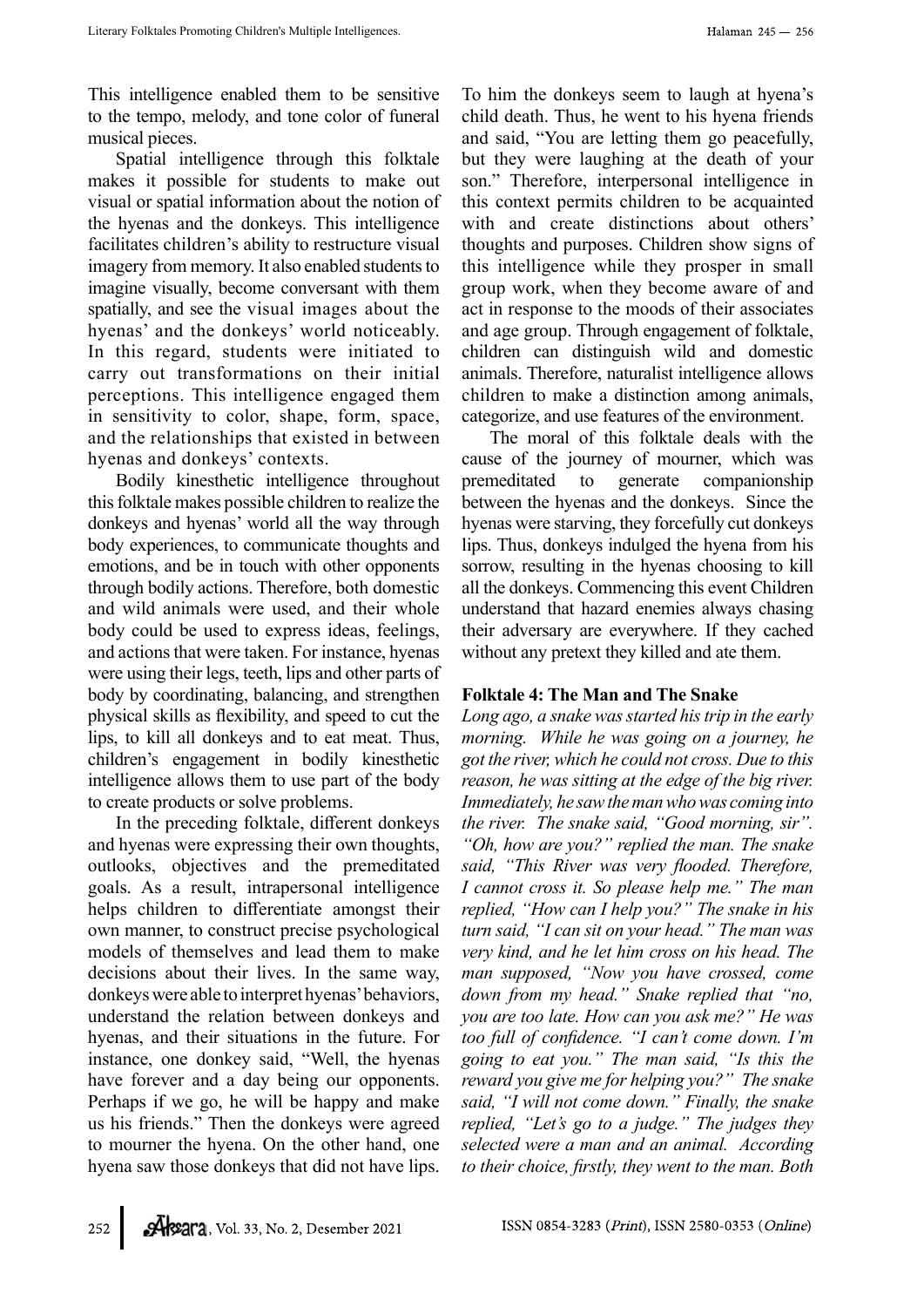This intelligence enabled them to be sensitive to the tempo, melody, and tone color of funeral musical pieces.

Spatial intelligence through this folktale makes it possible for students to make out visual or spatial information about the notion of the hyenas and the donkeys. This intelligence facilitates children's ability to restructure visual imagery from memory. It also enabled students to imagine visually, become conversant with them spatially, and see the visual images about the hyenas' and the donkeys' world noticeably. In this regard, students were initiated to carry out transformations on their initial perceptions. This intelligence engaged them in sensitivity to color, shape, form, space, and the relationships that existed in between hyenas and donkeys' contexts.

Bodily kinesthetic intelligence throughout this folktale makes possible children to realize the donkeys and hyenas' world all the way through body experiences, to communicate thoughts and emotions, and be in touch with other opponents through bodily actions. Therefore, both domestic and wild animals were used, and their whole body could be used to express ideas, feelings, and actions that were taken. For instance, hyenas were using their legs, teeth, lips and other parts of body by coordinating, balancing, and strengthen physical skills as flexibility, and speed to cut the lips, to kill all donkeys and to eat meat. Thus, children's engagement in bodily kinesthetic intelligence allows them to use part of the body to create products or solve problems.

In the preceding folktale, different donkeys and hyenas were expressing their own thoughts, outlooks, objectives and the premeditated goals. As a result, intrapersonal intelligence helps children to differentiate amongst their own manner, to construct precise psychological models of themselves and lead them to make decisions about their lives. In the same way, donkeys were able to interpret hyenas' behaviors, understand the relation between donkeys and hyenas, and their situations in the future. For instance, one donkey said, "Well, the hyenas have forever and a day being our opponents. Perhaps if we go, he will be happy and make us his friends." Then the donkeys were agreed to mourner the hyena. On the other hand, one hyena saw those donkeys that did not have lips. To him the donkeys seem to laugh at hyena's child death. Thus, he went to his hyena friends and said, "You are letting them go peacefully, but they were laughing at the death of your son." Therefore, interpersonal intelligence in this context permits children to be acquainted with and create distinctions about others' thoughts and purposes. Children show signs of this intelligence while they prosper in small group work, when they become aware of and act in response to the moods of their associates and age group. Through engagement of folktale, children can distinguish wild and domestic animals. Therefore, naturalist intelligence allows children to make a distinction among animals, categorize, and use features of the environment.

The moral of this folktale deals with the cause of the journey of mourner, which was premeditated to generate companionship between the hyenas and the donkeys. Since the hyenas were starving, they forcefully cut donkeys lips. Thus, donkeys indulged the hyena from his sorrow, resulting in the hyenas choosing to kill all the donkeys. Commencing this event Children understand that hazard enemies always chasing their adversary are everywhere. If they cached without any pretext they killed and ate them.

**Folktale 4: The Man and The Snake**

*Long ago, a snake was started his trip in the early morning. While he was going on a journey, he got the river, which he could not cross. Due to this reason, he was sitting at the edge of the big river. Immediately, he saw the man who was coming into the river. The snake said, "Good morning, sir". "Oh, how are you?" replied the man. The snake said, "This River was very flooded. Therefore, I cannot cross it. So please help me." The man replied, "How can I help you?" The snake in his turn said, "I can sit on your head." The man was very kind, and he let him cross on his head. The man supposed, "Now you have crossed, come down from my head." Snake replied that "no, you are too late. How can you ask me?" He was too full of confidence. "I can't come down. I'm going to eat you." The man said, "Is this the reward you give me for helping you?" The snake said, "I will not come down." Finally, the snake replied, "Let's go to a judge." The judges they selected were a man and an animal. According to their choice, firstly, they went to the man. Both*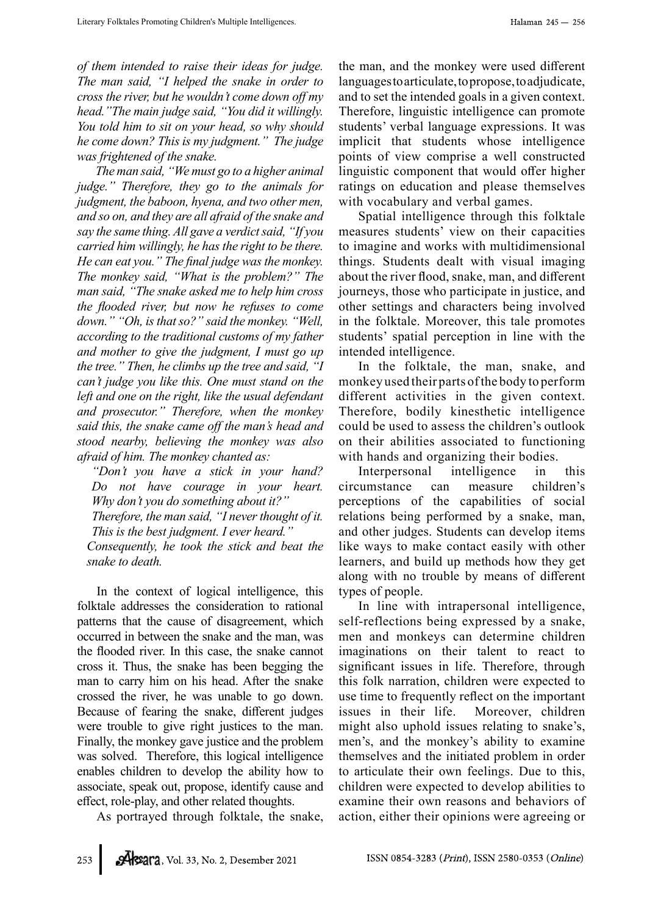*of them intended to raise their ideas for judge. The man said, "I helped the snake in order to cross the river, but he wouldn't come down off my head."The main judge said, "You did it willingly. You told him to sit on your head, so why should he come down? This is my judgment." The judge was frightened of the snake.*

*The man said, "We must go to a higher animal judge." Therefore, they go to the animals for judgment, the baboon, hyena, and two other men, and so on, and they are all afraid of the snake and say the same thing. All gave a verdict said, "If you carried him willingly, he has the right to be there. He can eat you." The final judge was the monkey. The monkey said, "What is the problem?" The man said, "The snake asked me to help him cross the flooded river, but now he refuses to come down." "Oh, is that so?" said the monkey. "Well, according to the traditional customs of my father and mother to give the judgment, I must go up the tree." Then, he climbs up the tree and said, "I can't judge you like this. One must stand on the left and one on the right, like the usual defendant and prosecutor." Therefore, when the monkey said this, the snake came off the man's head and stood nearby, believing the monkey was also afraid of him. The monkey chanted as:*

> *"Don't you have a stick in your hand? Do not have courage in your heart. Why don't you do something about it?"*
> *Therefore, the man said, "I never thought of it. This is the best judgment. I ever heard."*
> *Consequently, he took the stick and beat the snake to death.*

In the context of logical intelligence, this folktale addresses the consideration to rational patterns that the cause of disagreement, which occurred in between the snake and the man, was the flooded river. In this case, the snake cannot cross it. Thus, the snake has been begging the man to carry him on his head. After the snake crossed the river, he was unable to go down. Because of fearing the snake, different judges were trouble to give right justices to the man. Finally, the monkey gave justice and the problem was solved. Therefore, this logical intelligence enables children to develop the ability how to associate, speak out, propose, identify cause and effect, role-play, and other related thoughts.

As portrayed through folktale, the snake, the man, and the monkey were used different languages to articulate, to propose, to adjudicate, and to set the intended goals in a given context. Therefore, linguistic intelligence can promote students' verbal language expressions. It was implicit that students whose intelligence points of view comprise a well constructed linguistic component that would offer higher ratings on education and please themselves with vocabulary and verbal games.

Spatial intelligence through this folktale measures students' view on their capacities to imagine and works with multidimensional things. Students dealt with visual imaging about the river flood, snake, man, and different journeys, those who participate in justice, and other settings and characters being involved in the folktale. Moreover, this tale promotes students' spatial perception in line with the intended intelligence.

In the folktale, the man, snake, and monkey used their parts of the body to perform different activities in the given context. Therefore, bodily kinesthetic intelligence could be used to assess the children's outlook on their abilities associated to functioning with hands and organizing their bodies.

Interpersonal intelligence in this circumstance can measure children's perceptions of the capabilities of social relations being performed by a snake, man, and other judges. Students can develop items like ways to make contact easily with other learners, and build up methods how they get along with no trouble by means of different types of people.

In line with intrapersonal intelligence, self-reflections being expressed by a snake, men and monkeys can determine children imaginations on their talent to react to significant issues in life. Therefore, through this folk narration, children were expected to use time to frequently reflect on the important issues in their life. Moreover, children might also uphold issues relating to snake's, men's, and the monkey's ability to examine themselves and the initiated problem in order to articulate their own feelings. Due to this, children were expected to develop abilities to examine their own reasons and behaviors of action, either their opinions were agreeing or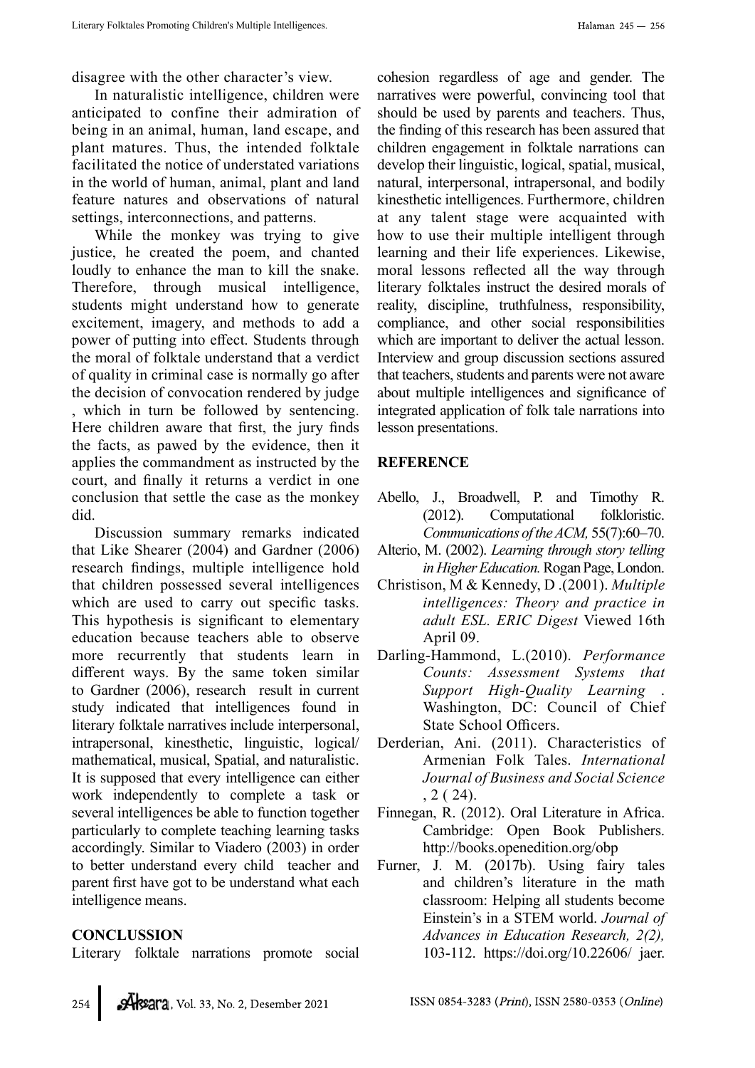disagree with the other character's view.

In naturalistic intelligence, children were anticipated to confine their admiration of being in an animal, human, land escape, and plant matures. Thus, the intended folktale facilitated the notice of understated variations in the world of human, animal, plant and land feature natures and observations of natural settings, interconnections, and patterns.

While the monkey was trying to give justice, he created the poem, and chanted loudly to enhance the man to kill the snake. Therefore, through musical intelligence, students might understand how to generate excitement, imagery, and methods to add a power of putting into effect. Students through the moral of folktale understand that a verdict of quality in criminal case is normally go after the decision of convocation rendered by judge , which in turn be followed by sentencing. Here children aware that first, the jury finds the facts, as pawed by the evidence, then it applies the commandment as instructed by the court, and finally it returns a verdict in one conclusion that settle the case as the monkey did.

Discussion summary remarks indicated that Like Shearer (2004) and Gardner (2006) research findings, multiple intelligence hold that children possessed several intelligences which are used to carry out specific tasks. This hypothesis is significant to elementary education because teachers able to observe more recurrently that students learn in different ways. By the same token similar to Gardner (2006), research result in current study indicated that intelligences found in literary folktale narratives include interpersonal, intrapersonal, kinesthetic, linguistic, logical/ mathematical, musical, Spatial, and naturalistic. It is supposed that every intelligence can either work independently to complete a task or several intelligences be able to function together particularly to complete teaching learning tasks accordingly. Similar to Viadero (2003) in order to better understand every child teacher and parent first have got to be understand what each intelligence means.

## CONCLUSSION

Literary folktale narrations promote social cohesion regardless of age and gender. The narratives were powerful, convincing tool that should be used by parents and teachers. Thus, the finding of this research has been assured that children engagement in folktale narrations can develop their linguistic, logical, spatial, musical, natural, interpersonal, intrapersonal, and bodily kinesthetic intelligences. Furthermore, children at any talent stage were acquainted with how to use their multiple intelligent through learning and their life experiences. Likewise, moral lessons reflected all the way through literary folktales instruct the desired morals of reality, discipline, truthfulness, responsibility, compliance, and other social responsibilities which are important to deliver the actual lesson. Interview and group discussion sections assured that teachers, students and parents were not aware about multiple intelligences and significance of integrated application of folk tale narrations into lesson presentations.

## REFERENCE

Abello, J., Broadwell, P. and Timothy R. (2012). Computational folkloristic. *Communications of the ACM,* 55(7):60–70.

Alterio, M. (2002). *Learning through story telling in Higher Education.* Rogan Page, London.

Christison, M & Kennedy, D .(2001). *Multiple intelligences: Theory and practice in adult ESL. ERIC Digest* Viewed 16th April 09.

Darling-Hammond, L.(2010). *Performance Counts: Assessment Systems that Support High-Quality Learning* . Washington, DC: Council of Chief State School Officers.

Derderian, Ani. (2011). Characteristics of Armenian Folk Tales. *International Journal of Business and Social Science* , 2 ( 24).

Finnegan, R. (2012). Oral Literature in Africa. Cambridge: Open Book Publishers. http://books.openedition.org/obp

Furner, J. M. (2017b). Using fairy tales and children's literature in the math classroom: Helping all students become Einstein's in a STEM world. *Journal of Advances in Education Research, 2(2),* 103-112. https://doi.org/10.22606/ jaer.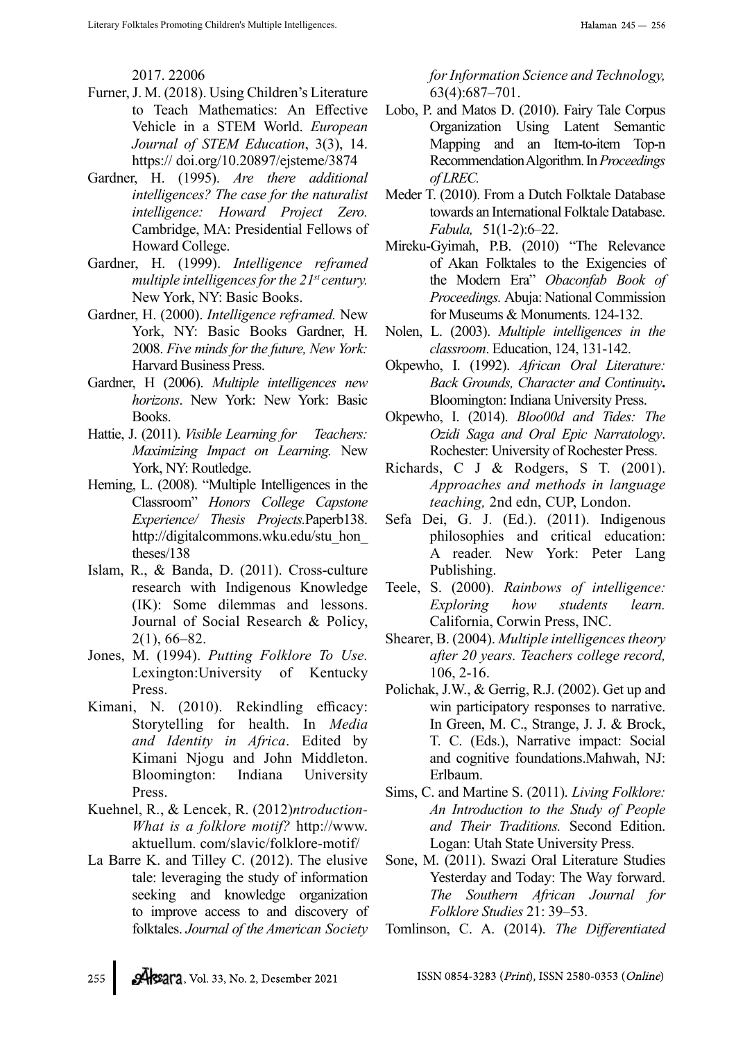2017. 22006

Furner, J. M. (2018). Using Children's Literature to Teach Mathematics: An Effective Vehicle in a STEM World. *European Journal of STEM Education*, 3(3), 14. https:// doi.org/10.20897/ejsteme/3874

Gardner, H. (1995). *Are there additional intelligences? The case for the naturalist intelligence: Howard Project Zero.* Cambridge, MA: Presidential Fellows of Howard College.

Gardner, H. (1999). *Intelligence reframed multiple intelligences for the 21st century.* New York, NY: Basic Books.

Gardner, H. (2000). *Intelligence reframed.* New York, NY: Basic Books Gardner, H. 2008. *Five minds for the future, New York:* Harvard Business Press.

Gardner, H (2006). *Multiple intelligences new horizons*. New York: New York: Basic Books.

Hattie, J. (2011). *Visible Learning for Teachers: Maximizing Impact on Learning.* New York, NY: Routledge.

Heming, L. (2008). "Multiple Intelligences in the Classroom" *Honors College Capstone Experience/ Thesis Projects.*Paperb138. http://digitalcommons.wku.edu/stu_hon_theses/138

Islam, R., & Banda, D. (2011). Cross-culture research with Indigenous Knowledge (IK): Some dilemmas and lessons. Journal of Social Research & Policy, 2(1), 66–82.

Jones, M. (1994). *Putting Folklore To Use.* Lexington:University of Kentucky Press.

Kimani, N. (2010). Rekindling efficacy: Storytelling for health. In *Media and Identity in Africa*. Edited by Kimani Njogu and John Middleton. Bloomington: Indiana University Press.

Kuehnel, R., & Lencek, R. (2012)*ntroduction-What is a folklore motif?* http://www.aktuellum. com/slavic/folklore-motif/

La Barre K. and Tilley C. (2012). The elusive tale: leveraging the study of information seeking and knowledge organization to improve access to and discovery of folktales. *Journal of the American Society for Information Science and Technology,* 63(4):687–701.

Lobo, P. and Matos D. (2010). Fairy Tale Corpus Organization Using Latent Semantic Mapping and an Item-to-item Top-n Recommendation Algorithm. In *Proceedings of LREC.*

Meder T. (2010). From a Dutch Folktale Database towards an International Folktale Database. *Fabula,* 51(1-2):6–22.

Mireku-Gyimah, P.B. (2010) "The Relevance of Akan Folktales to the Exigencies of the Modern Era" *Obaconfab Book of Proceedings.* Abuja: National Commission for Museums & Monuments. 124-132.

Nolen, L. (2003). *Multiple intelligences in the classroom*. Education, 124, 131-142.

Okpewho, I. (1992). *African Oral Literature: Back Grounds, Character and Continuity.* Bloomington: Indiana University Press.

Okpewho, I. (2014). *Bloo00d and Tides: The Ozidi Saga and Oral Epic Narratology*. Rochester: University of Rochester Press.

Richards, C J & Rodgers, S T. (2001). *Approaches and methods in language teaching,* 2nd edn, CUP, London.

Sefa Dei, G. J. (Ed.). (2011). Indigenous philosophies and critical education: A reader. New York: Peter Lang Publishing.

Teele, S. (2000). *Rainbows of intelligence: Exploring how students learn.* California, Corwin Press, INC.

Shearer, B. (2004). *Multiple intelligences theory after 20 years. Teachers college record,* 106, 2-16.

Polichak, J.W., & Gerrig, R.J. (2002). Get up and win participatory responses to narrative. In Green, M. C., Strange, J. J. & Brock, T. C. (Eds.), Narrative impact: Social and cognitive foundations.Mahwah, NJ: Erlbaum.

Sims, C. and Martine S. (2011). *Living Folklore: An Introduction to the Study of People and Their Traditions.* Second Edition. Logan: Utah State University Press.

Sone, M. (2011). Swazi Oral Literature Studies Yesterday and Today: The Way forward. *The Southern African Journal for Folklore Studies* 21: 39–53.

Tomlinson, C. A. (2014). *The Differentiated*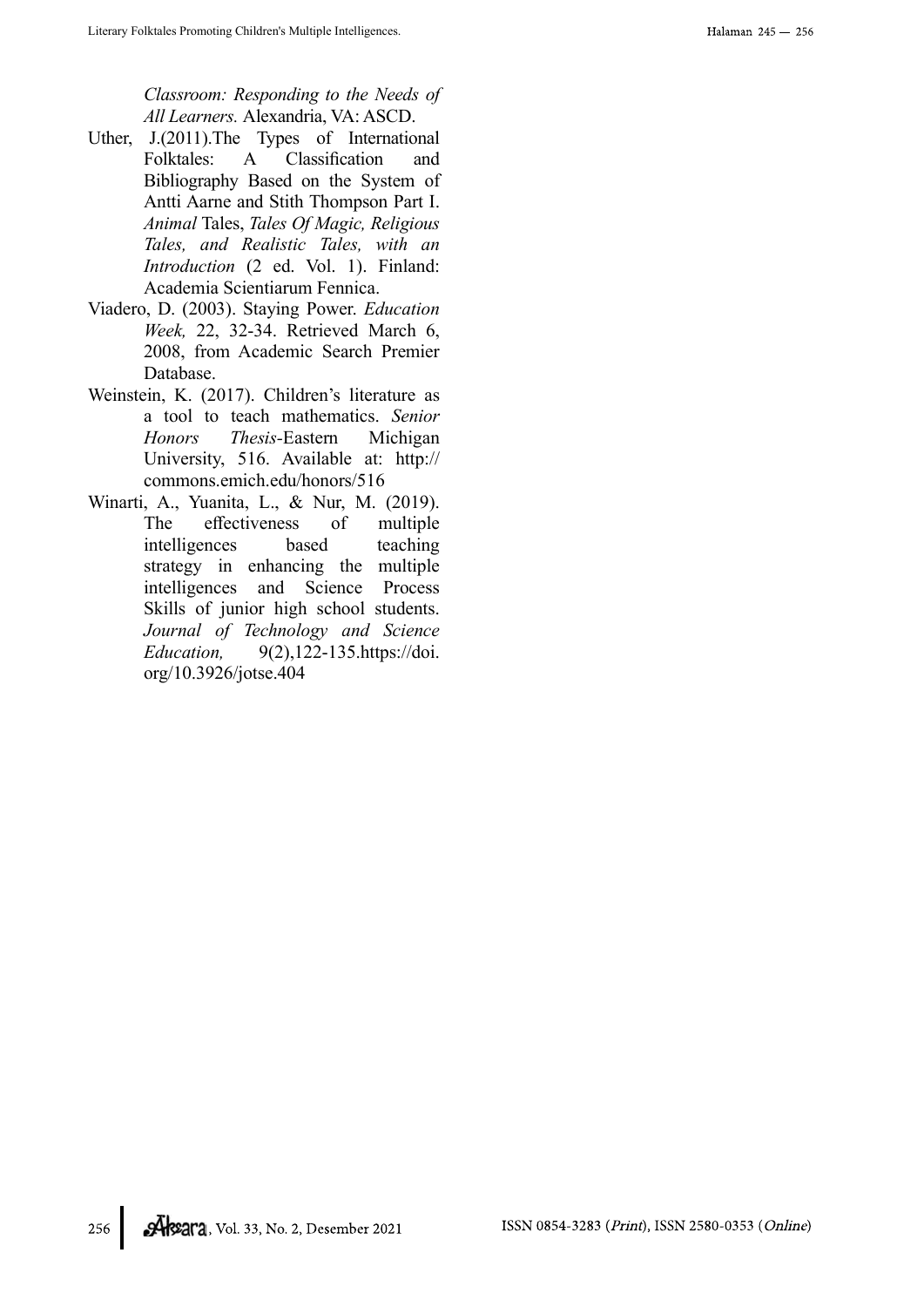*Classroom: Responding to the Needs of All Learners.* Alexandria, VA: ASCD.

Uther, J.(2011).The Types of International Folktales: A Classification and Bibliography Based on the System of Antti Aarne and Stith Thompson Part I. *Animal* Tales, *Tales Of Magic, Religious Tales, and Realistic Tales, with an Introduction* (2 ed. Vol. 1). Finland: Academia Scientiarum Fennica.

Viadero, D. (2003). Staying Power. *Education Week,* 22, 32-34. Retrieved March 6, 2008, from Academic Search Premier Database.

Weinstein, K. (2017). Children's literature as a tool to teach mathematics. *Senior Honors Thesis*-Eastern Michigan University, 516. Available at: http://commons.emich.edu/honors/516

Winarti, A., Yuanita, L., & Nur, M. (2019). The effectiveness of multiple intelligences based teaching strategy in enhancing the multiple intelligences and Science Process Skills of junior high school students. *Journal of Technology and Science Education,* 9(2),122-135.https://doi.org/10.3926/jotse.404